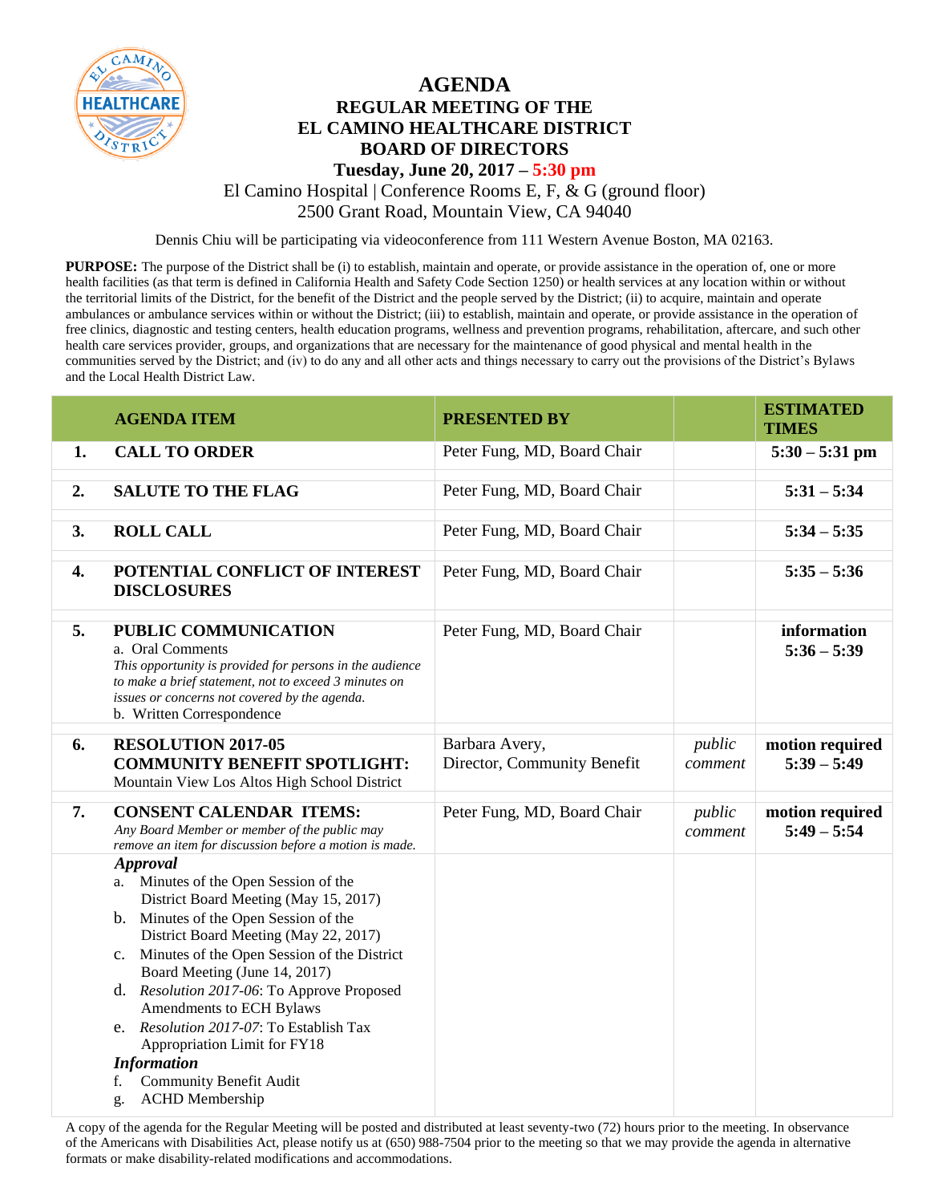# AGENDA
## REGULAR MEETING OF THE EL CAMINO HEALTHCARE DISTRICT BOARD OF DIRECTORS
### Tuesday, June 20, 2017 – 5:30 pm

El Camino Hospital | Conference Rooms E, F, & G (ground floor)
2500 Grant Road, Mountain View, CA 94040

Dennis Chiu will be participating via videoconference from 111 Western Avenue Boston, MA 02163.

**PURPOSE:** The purpose of the District shall be (i) to establish, maintain and operate, or provide assistance in the operation of, one or more health facilities (as that term is defined in California Health and Safety Code Section 1250) or health services at any location within or without the territorial limits of the District, for the benefit of the District and the people served by the District; (ii) to acquire, maintain and operate ambulances or ambulance services within or without the District; (iii) to establish, maintain and operate, or provide assistance in the operation of free clinics, diagnostic and testing centers, health education programs, wellness and prevention programs, rehabilitation, aftercare, and such other health care services provider, groups, and organizations that are necessary for the maintenance of good physical and mental health in the communities served by the District; and (iv) to do any and all other acts and things necessary to carry out the provisions of the District's Bylaws and the Local Health District Law.

| | AGENDA ITEM | PRESENTED BY | | ESTIMATED TIMES |
|---|---|---|---|---|
| **1.** | **CALL TO ORDER** | Peter Fung, MD, Board Chair | | **5:30 – 5:31 pm** |
| **2.** | **SALUTE TO THE FLAG** | Peter Fung, MD, Board Chair | | **5:31 – 5:34** |
| **3.** | **ROLL CALL** | Peter Fung, MD, Board Chair | | **5:34 – 5:35** |
| **4.** | **POTENTIAL CONFLICT OF INTEREST DISCLOSURES** | Peter Fung, MD, Board Chair | | **5:35 – 5:36** |
| **5.** | **PUBLIC COMMUNICATION**<br>a. Oral Comments<br>*This opportunity is provided for persons in the audience to make a brief statement, not to exceed 3 minutes on issues or concerns not covered by the agenda.*<br>b. Written Correspondence | Peter Fung, MD, Board Chair | | **information**<br>**5:36 – 5:39** |
| **6.** | **RESOLUTION 2017-05**<br>**COMMUNITY BENEFIT SPOTLIGHT:**<br>Mountain View Los Altos High School District | Barbara Avery,<br>Director, Community Benefit | *public comment* | **motion required**<br>**5:39 – 5:49** |
| **7.** | **CONSENT CALENDAR ITEMS:**<br>*Any Board Member or member of the public may remove an item for discussion before a motion is made.* | Peter Fung, MD, Board Chair | *public comment* | **motion required**<br>**5:49 – 5:54** |
| | ***Approval***<br>a. Minutes of the Open Session of the District Board Meeting (May 15, 2017)<br>b. Minutes of the Open Session of the District Board Meeting (May 22, 2017)<br>c. Minutes of the Open Session of the District Board Meeting (June 14, 2017)<br>d. *Resolution 2017-06*: To Approve Proposed Amendments to ECH Bylaws<br>e. *Resolution 2017-07*: To Establish Tax Appropriation Limit for FY18<br>***Information***<br>f. Community Benefit Audit<br>g. ACHD Membership | | | |

A copy of the agenda for the Regular Meeting will be posted and distributed at least seventy-two (72) hours prior to the meeting. In observance of the Americans with Disabilities Act, please notify us at (650) 988-7504 prior to the meeting so that we may provide the agenda in alternative formats or make disability-related modifications and accommodations.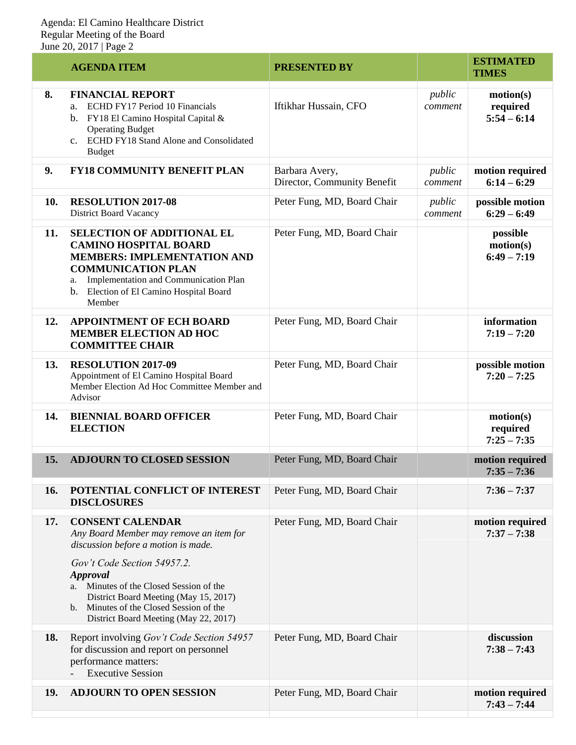| | AGENDA ITEM | PRESENTED BY | | ESTIMATED TIMES |
|---|---|---|---|---|
| 8. | **FINANCIAL REPORT**<br>a. ECHD FY17 Period 10 Financials<br>b. FY18 El Camino Hospital Capital & Operating Budget<br>c. ECHD FY18 Stand Alone and Consolidated Budget | Iftikhar Hussain, CFO | *public comment* | **motion(s) required**<br>**5:54 – 6:14** |
| 9. | **FY18 COMMUNITY BENEFIT PLAN** | Barbara Avery, Director, Community Benefit | *public comment* | **motion required**<br>**6:14 – 6:29** |
| 10. | **RESOLUTION 2017-08**<br>District Board Vacancy | Peter Fung, MD, Board Chair | *public comment* | **possible motion**<br>**6:29 – 6:49** |
| 11. | **SELECTION OF ADDITIONAL EL CAMINO HOSPITAL BOARD MEMBERS: IMPLEMENTATION AND COMMUNICATION PLAN**<br>a. Implementation and Communication Plan<br>b. Election of El Camino Hospital Board Member | Peter Fung, MD, Board Chair | | **possible motion(s)**<br>**6:49 – 7:19** |
| 12. | **APPOINTMENT OF ECH BOARD MEMBER ELECTION AD HOC COMMITTEE CHAIR** | Peter Fung, MD, Board Chair | | **information**<br>**7:19 – 7:20** |
| 13. | **RESOLUTION 2017-09**<br>Appointment of El Camino Hospital Board Member Election Ad Hoc Committee Member and Advisor | Peter Fung, MD, Board Chair | | **possible motion**<br>**7:20 – 7:25** |
| 14. | **BIENNIAL BOARD OFFICER ELECTION** | Peter Fung, MD, Board Chair | | **motion(s) required**<br>**7:25 – 7:35** |
| 15. | **ADJOURN TO CLOSED SESSION** | Peter Fung, MD, Board Chair | | **motion required**<br>**7:35 – 7:36** |
| 16. | **POTENTIAL CONFLICT OF INTEREST DISCLOSURES** | Peter Fung, MD, Board Chair | | **7:36 – 7:37** |
| 17. | **CONSENT CALENDAR**<br>*Any Board Member may remove an item for discussion before a motion is made.*<br>*Gov't Code Section 54957.2.*<br>***Approval***<br>a. Minutes of the Closed Session of the District Board Meeting (May 15, 2017)<br>b. Minutes of the Closed Session of the District Board Meeting (May 22, 2017) | Peter Fung, MD, Board Chair | | **motion required**<br>**7:37 – 7:38** |
| 18. | Report involving *Gov't Code Section 54957* for discussion and report on personnel performance matters:<br>- Executive Session | Peter Fung, MD, Board Chair | | **discussion**<br>**7:38 – 7:43** |
| 19. | **ADJOURN TO OPEN SESSION** | Peter Fung, MD, Board Chair | | **motion required**<br>**7:43 – 7:44** |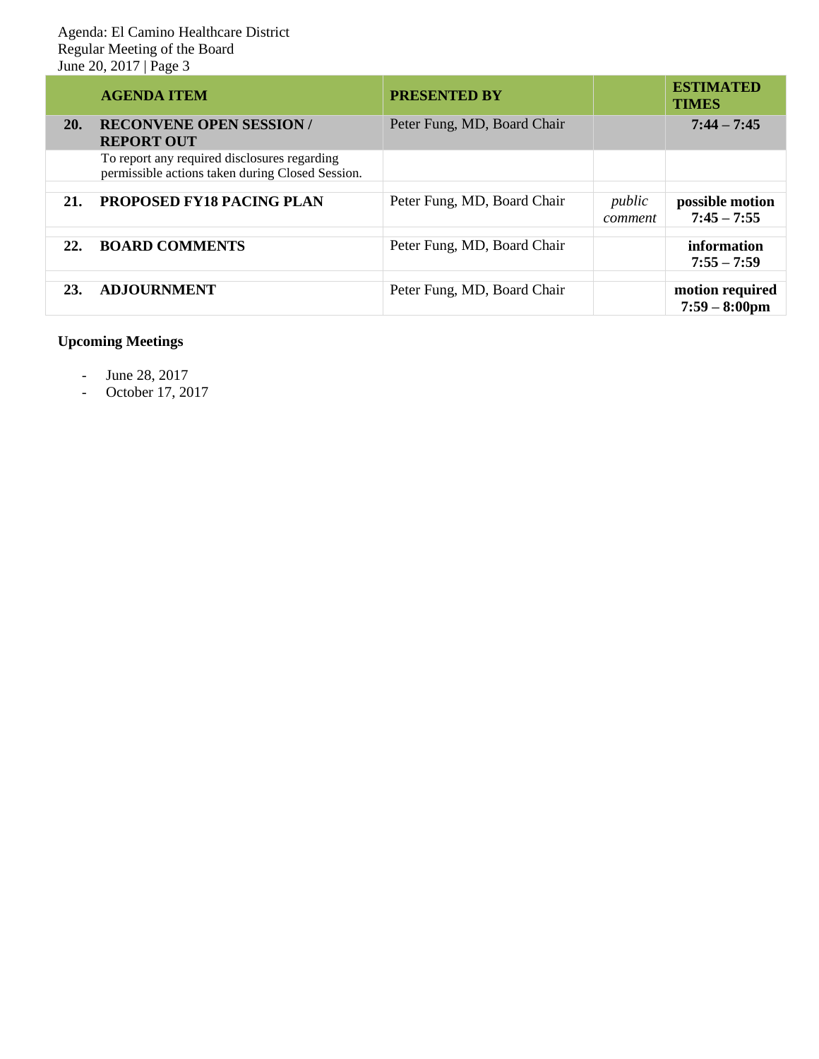| | AGENDA ITEM | PRESENTED BY | | ESTIMATED TIMES |
|---|---|---|---|---|
| **20.** | **RECONVENE OPEN SESSION / REPORT OUT** | Peter Fung, MD, Board Chair | | **7:44 – 7:45** |
| | To report any required disclosures regarding permissible actions taken during Closed Session. | | | |
| **21.** | **PROPOSED FY18 PACING PLAN** | Peter Fung, MD, Board Chair | *public comment* | **possible motion 7:45 – 7:55** |
| **22.** | **BOARD COMMENTS** | Peter Fung, MD, Board Chair | | **information 7:55 – 7:59** |
| **23.** | **ADJOURNMENT** | Peter Fung, MD, Board Chair | | **motion required 7:59 – 8:00pm** |

**Upcoming Meetings**

- June 28, 2017
- October 17, 2017